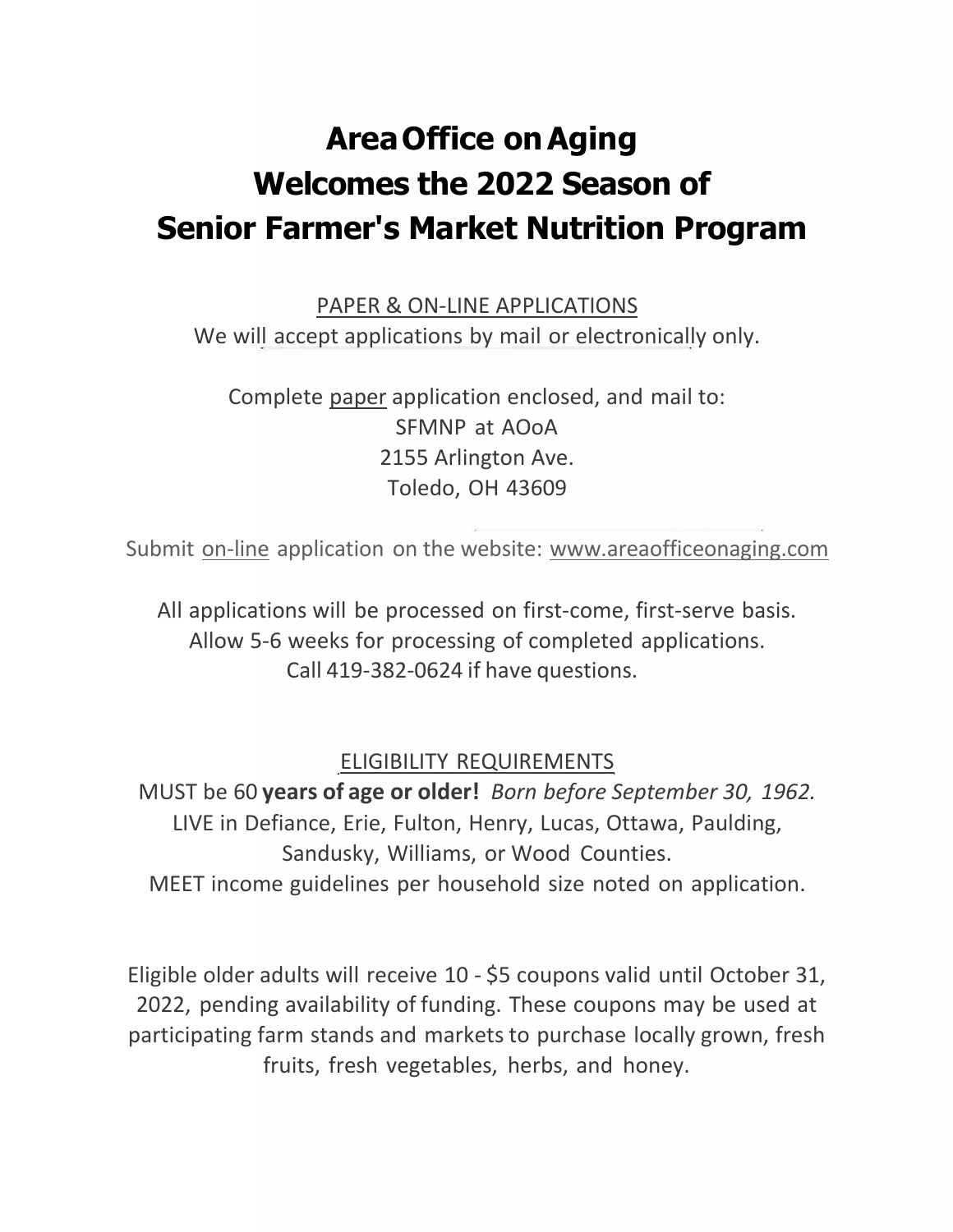# Area Office on Aging Welcomes the 2022 Season of Senior Farmer's Market Nutrition Program

PAPER & ON-LINE APPLICATIONS

We will accept applications by mail or electronically only.

Complete paper application enclosed, and mail to:
SFMNP at AOoA
2155 Arlington Ave.
Toledo, OH 43609

Submit on-line application on the website: www.areaofficeonaging.com

All applications will be processed on first-come, first-serve basis.
Allow 5-6 weeks for processing of completed applications.
Call 419-382-0624 if have questions.

ELIGIBILITY REQUIREMENTS

MUST be 60 **years of age or older!** *Born before September 30, 1962.*
LIVE in Defiance, Erie, Fulton, Henry, Lucas, Ottawa, Paulding, Sandusky, Williams, or Wood Counties.
MEET income guidelines per household size noted on application.

Eligible older adults will receive 10 - $5 coupons valid until October 31, 2022, pending availability of funding. These coupons may be used at participating farm stands and markets to purchase locally grown, fresh fruits, fresh vegetables, herbs, and honey.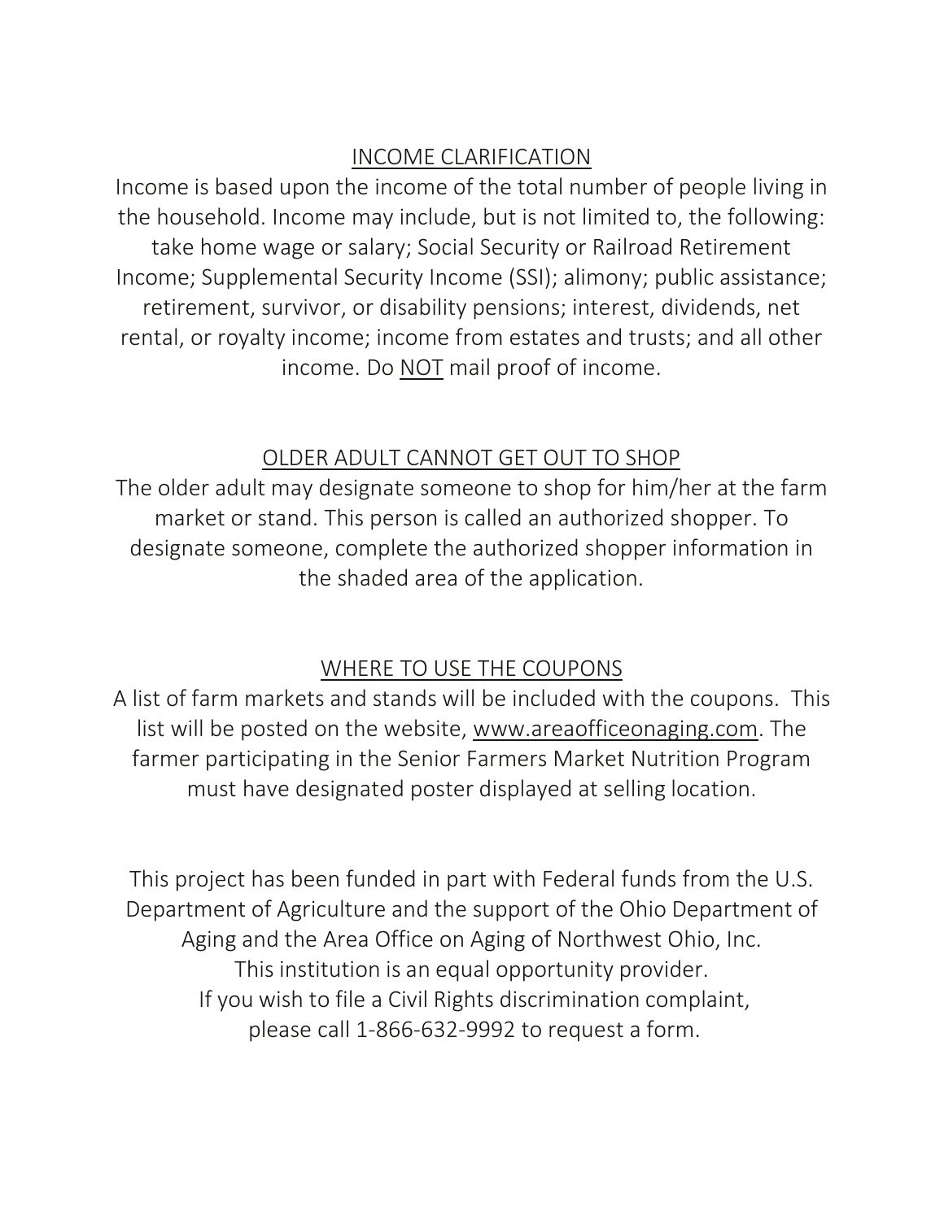## INCOME CLARIFICATION

Income is based upon the income of the total number of people living in the household. Income may include, but is not limited to, the following: take home wage or salary; Social Security or Railroad Retirement Income; Supplemental Security Income (SSI); alimony; public assistance; retirement, survivor, or disability pensions; interest, dividends, net rental, or royalty income; income from estates and trusts; and all other income. Do NOT mail proof of income.

## OLDER ADULT CANNOT GET OUT TO SHOP

The older adult may designate someone to shop for him/her at the farm market or stand. This person is called an authorized shopper. To designate someone, complete the authorized shopper information in the shaded area of the application.

## WHERE TO USE THE COUPONS

A list of farm markets and stands will be included with the coupons. This list will be posted on the website, www.areaofficeonaging.com. The farmer participating in the Senior Farmers Market Nutrition Program must have designated poster displayed at selling location.

This project has been funded in part with Federal funds from the U.S. Department of Agriculture and the support of the Ohio Department of Aging and the Area Office on Aging of Northwest Ohio, Inc.
This institution is an equal opportunity provider.
If you wish to file a Civil Rights discrimination complaint, please call 1-866-632-9992 to request a form.